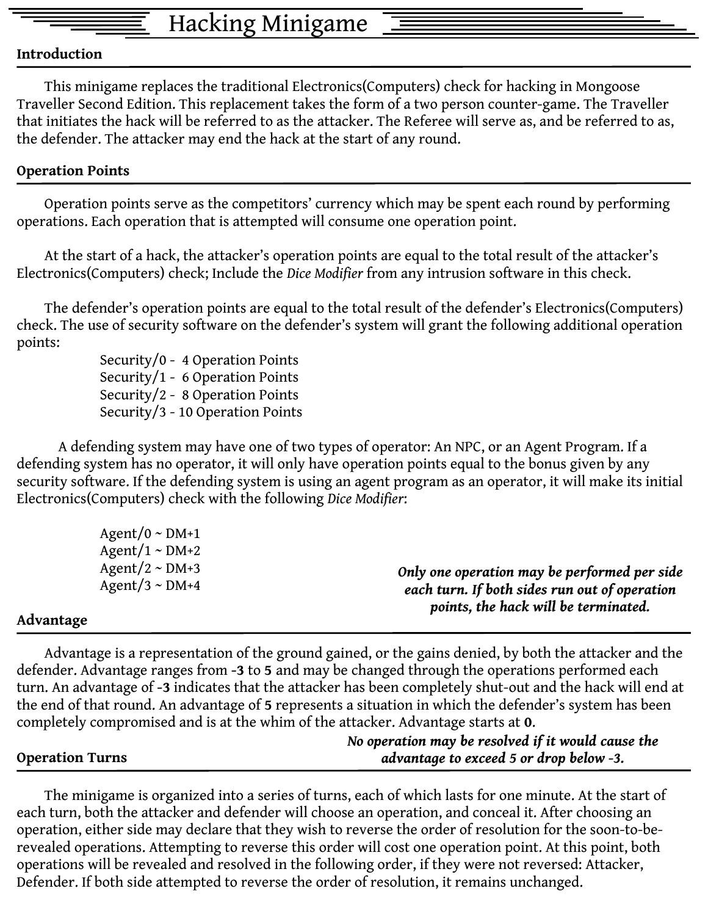# Hacking Minigame

## Introduction

This minigame replaces the traditional Electronics(Computers) check for hacking in Mongoose Traveller Second Edition. This replacement takes the form of a two person counter-game. The Traveller that initiates the hack will be referred to as the attacker. The Referee will serve as, and be referred to as, the defender. The attacker may end the hack at the start of any round.

## Operation Points

Operation points serve as the competitors' currency which may be spent each round by performing operations. Each operation that is attempted will consume one operation point.

At the start of a hack, the attacker's operation points are equal to the total result of the attacker's Electronics(Computers) check; Include the *Dice Modifier* from any intrusion software in this check.

The defender's operation points are equal to the total result of the defender's Electronics(Computers) check. The use of security software on the defender's system will grant the following additional operation points:

- Security/0 - 4 Operation Points
- Security/1 - 6 Operation Points
- Security/2 - 8 Operation Points
- Security/3 - 10 Operation Points

A defending system may have one of two types of operator: An NPC, or an Agent Program. If a defending system has no operator, it will only have operation points equal to the bonus given by any security software. If the defending system is using an agent program as an operator, it will make its initial Electronics(Computers) check with the following *Dice Modifier*:

- Agent/0 ~ DM+1
- Agent/1 ~ DM+2
- Agent/2 ~ DM+3
- Agent/3 ~ DM+4

***Only one operation may be performed per side each turn. If both sides run out of operation points, the hack will be terminated.***

## Advantage

Advantage is a representation of the ground gained, or the gains denied, by both the attacker and the defender. Advantage ranges from **-3** to **5** and may be changed through the operations performed each turn. An advantage of **-3** indicates that the attacker has been completely shut-out and the hack will end at the end of that round. An advantage of **5** represents a situation in which the defender's system has been completely compromised and is at the whim of the attacker. Advantage starts at **0**.

***No operation may be resolved if it would cause the advantage to exceed 5 or drop below -3.***

## Operation Turns

The minigame is organized into a series of turns, each of which lasts for one minute. At the start of each turn, both the attacker and defender will choose an operation, and conceal it. After choosing an operation, either side may declare that they wish to reverse the order of resolution for the soon-to-be-revealed operations. Attempting to reverse this order will cost one operation point. At this point, both operations will be revealed and resolved in the following order, if they were not reversed: Attacker, Defender. If both side attempted to reverse the order of resolution, it remains unchanged.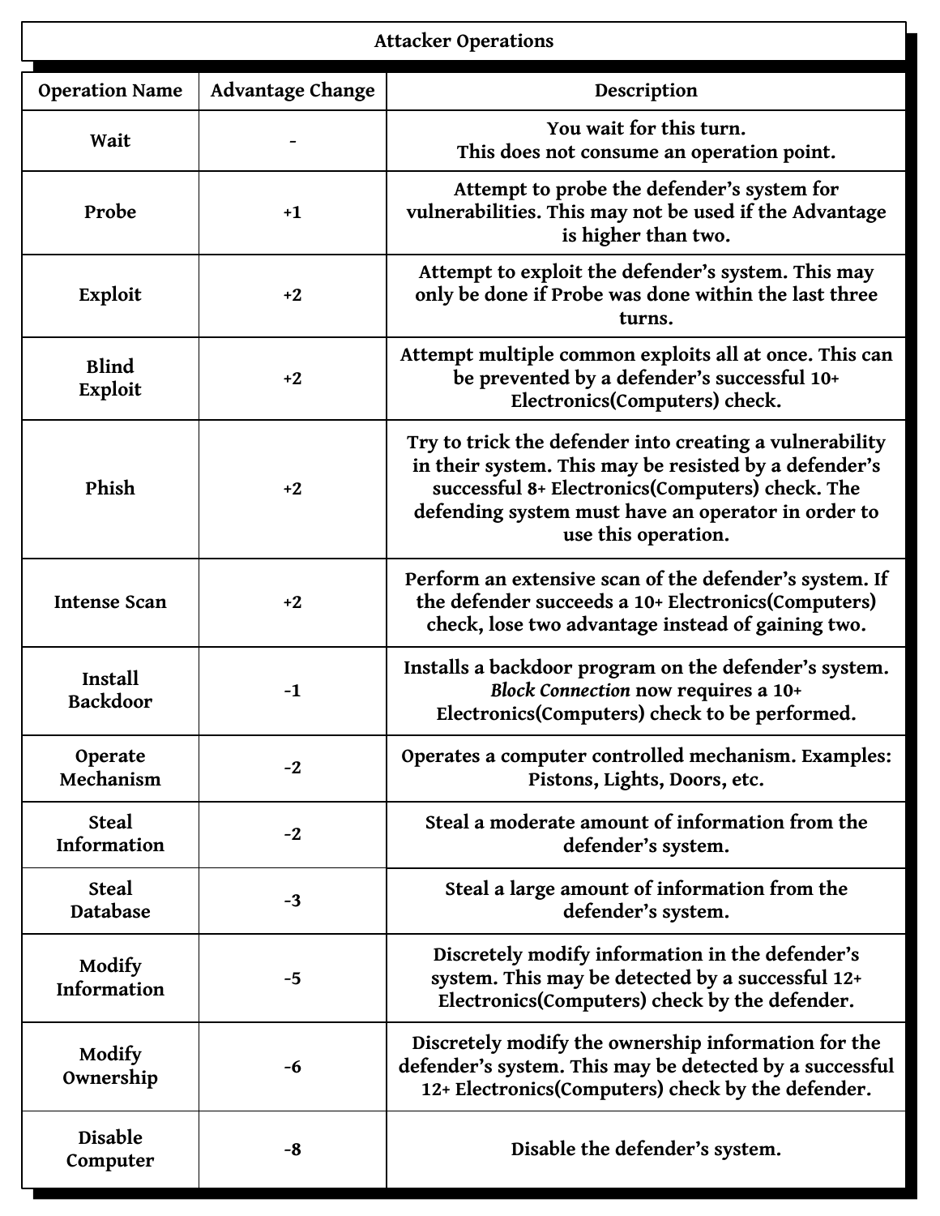## Attacker Operations

| Operation Name | Advantage Change | Description |
|---|---|---|
| Wait | - | You wait for this turn. This does not consume an operation point. |
| Probe | +1 | Attempt to probe the defender's system for vulnerabilities. This may not be used if the Advantage is higher than two. |
| Exploit | +2 | Attempt to exploit the defender's system. This may only be done if Probe was done within the last three turns. |
| Blind Exploit | +2 | Attempt multiple common exploits all at once. This can be prevented by a defender's successful 10+ Electronics(Computers) check. |
| Phish | +2 | Try to trick the defender into creating a vulnerability in their system. This may be resisted by a defender's successful 8+ Electronics(Computers) check. The defending system must have an operator in order to use this operation. |
| Intense Scan | +2 | Perform an extensive scan of the defender's system. If the defender succeeds a 10+ Electronics(Computers) check, lose two advantage instead of gaining two. |
| Install Backdoor | -1 | Installs a backdoor program on the defender's system. *Block Connection* now requires a 10+ Electronics(Computers) check to be performed. |
| Operate Mechanism | -2 | Operates a computer controlled mechanism. Examples: Pistons, Lights, Doors, etc. |
| Steal Information | -2 | Steal a moderate amount of information from the defender's system. |
| Steal Database | -3 | Steal a large amount of information from the defender's system. |
| Modify Information | -5 | Discretely modify information in the defender's system. This may be detected by a successful 12+ Electronics(Computers) check by the defender. |
| Modify Ownership | -6 | Discretely modify the ownership information for the defender's system. This may be detected by a successful 12+ Electronics(Computers) check by the defender. |
| Disable Computer | -8 | Disable the defender's system. |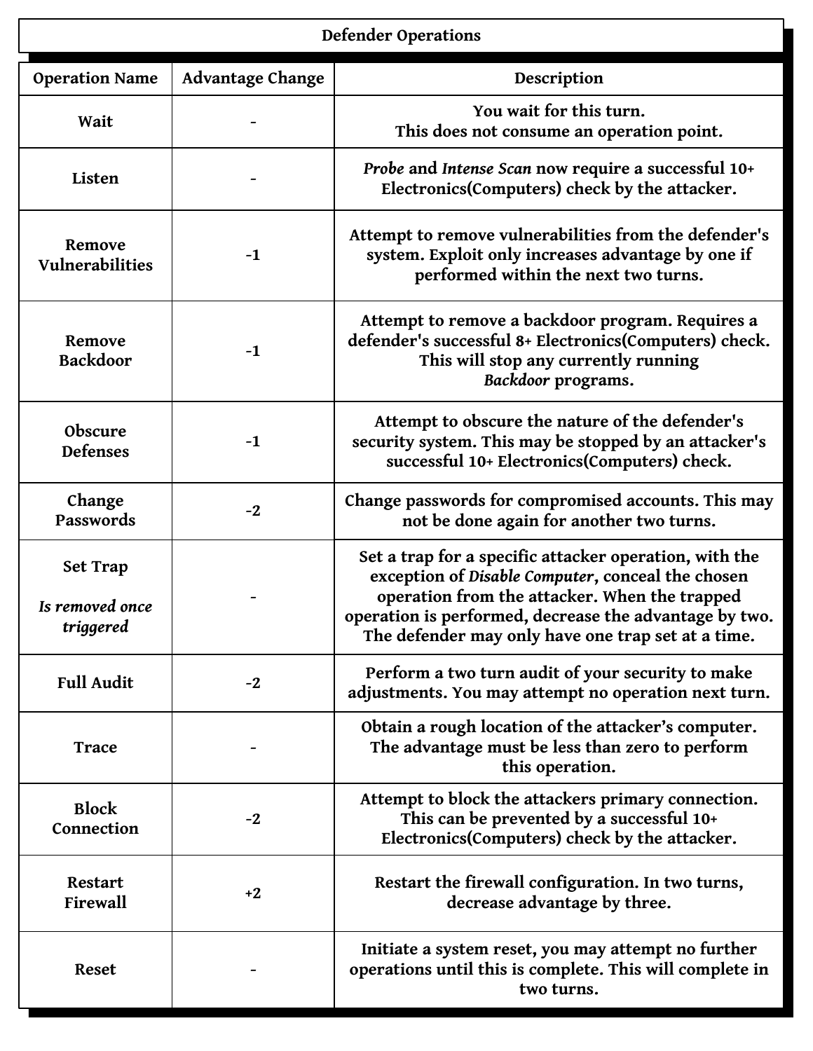## Defender Operations

| Operation Name | Advantage Change | Description |
| --- | --- | --- |
| Wait | - | You wait for this turn. This does not consume an operation point. |
| Listen | - | *Probe* and *Intense Scan* now require a successful 10+ Electronics(Computers) check by the attacker. |
| Remove Vulnerabilities | -1 | Attempt to remove vulnerabilities from the defender's system. Exploit only increases advantage by one if performed within the next two turns. |
| Remove Backdoor | -1 | Attempt to remove a backdoor program. Requires a defender's successful 8+ Electronics(Computers) check. This will stop any currently running *Backdoor* programs. |
| Obscure Defenses | -1 | Attempt to obscure the nature of the defender's security system. This may be stopped by an attacker's successful 10+ Electronics(Computers) check. |
| Change Passwords | -2 | Change passwords for compromised accounts. This may not be done again for another two turns. |
| Set Trap<br>*Is removed once triggered* | - | Set a trap for a specific attacker operation, with the exception of *Disable Computer*, conceal the chosen operation from the attacker. When the trapped operation is performed, decrease the advantage by two. The defender may only have one trap set at a time. |
| Full Audit | -2 | Perform a two turn audit of your security to make adjustments. You may attempt no operation next turn. |
| Trace | - | Obtain a rough location of the attacker's computer. The advantage must be less than zero to perform this operation. |
| Block Connection | -2 | Attempt to block the attackers primary connection. This can be prevented by a successful 10+ Electronics(Computers) check by the attacker. |
| Restart Firewall | +2 | Restart the firewall configuration. In two turns, decrease advantage by three. |
| Reset | - | Initiate a system reset, you may attempt no further operations until this is complete. This will complete in two turns. |